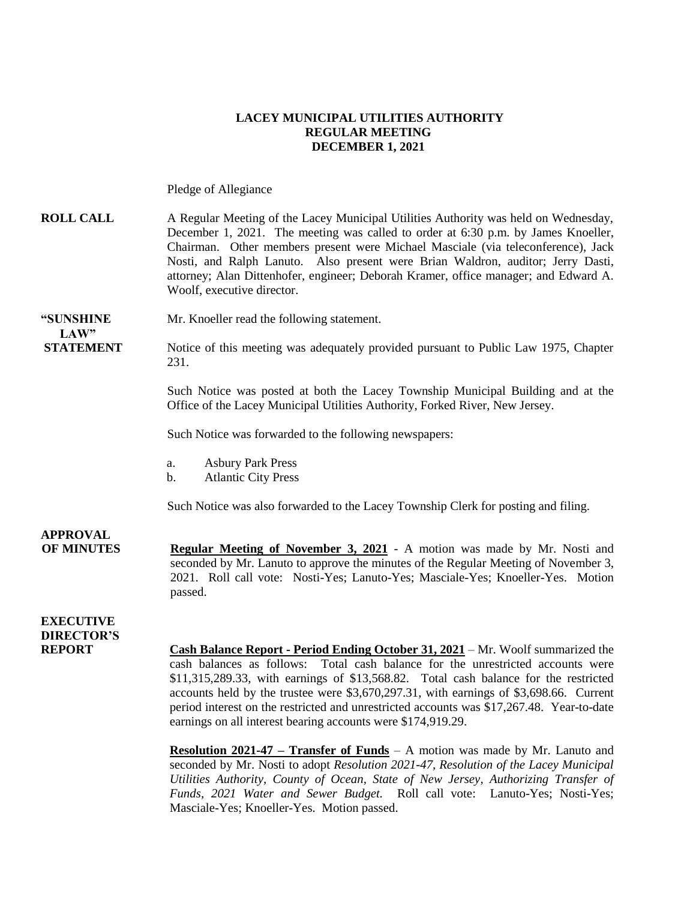**LACEY MUNICIPAL UTILITIES AUTHORITY**
**REGULAR MEETING**
**DECEMBER 1, 2021**

Pledge of Allegiance

**ROLL CALL** A Regular Meeting of the Lacey Municipal Utilities Authority was held on Wednesday, December 1, 2021. The meeting was called to order at 6:30 p.m. by James Knoeller, Chairman. Other members present were Michael Masciale (via teleconference), Jack Nosti, and Ralph Lanuto. Also present were Brian Waldron, auditor; Jerry Dasti, attorney; Alan Dittenhofer, engineer; Deborah Kramer, office manager; and Edward A. Woolf, executive director.

**"SUNSHINE LAW" STATEMENT** Mr. Knoeller read the following statement.

Notice of this meeting was adequately provided pursuant to Public Law 1975, Chapter 231.

Such Notice was posted at both the Lacey Township Municipal Building and at the Office of the Lacey Municipal Utilities Authority, Forked River, New Jersey.

Such Notice was forwarded to the following newspapers:

a. Asbury Park Press
b. Atlantic City Press

Such Notice was also forwarded to the Lacey Township Clerk for posting and filing.

**APPROVAL OF MINUTES** **Regular Meeting of November 3, 2021** - A motion was made by Mr. Nosti and seconded by Mr. Lanuto to approve the minutes of the Regular Meeting of November 3, 2021. Roll call vote: Nosti-Yes; Lanuto-Yes; Masciale-Yes; Knoeller-Yes. Motion passed.

**EXECUTIVE DIRECTOR'S REPORT** **Cash Balance Report - Period Ending October 31, 2021** – Mr. Woolf summarized the cash balances as follows: Total cash balance for the unrestricted accounts were $11,315,289.33, with earnings of $13,568.82. Total cash balance for the restricted accounts held by the trustee were $3,670,297.31, with earnings of $3,698.66. Current period interest on the restricted and unrestricted accounts was $17,267.48. Year-to-date earnings on all interest bearing accounts were $174,919.29.

**Resolution 2021-47 – Transfer of Funds** – A motion was made by Mr. Lanuto and seconded by Mr. Nosti to adopt *Resolution 2021-47, Resolution of the Lacey Municipal Utilities Authority, County of Ocean, State of New Jersey, Authorizing Transfer of Funds, 2021 Water and Sewer Budget.* Roll call vote: Lanuto-Yes; Nosti-Yes; Masciale-Yes; Knoeller-Yes. Motion passed.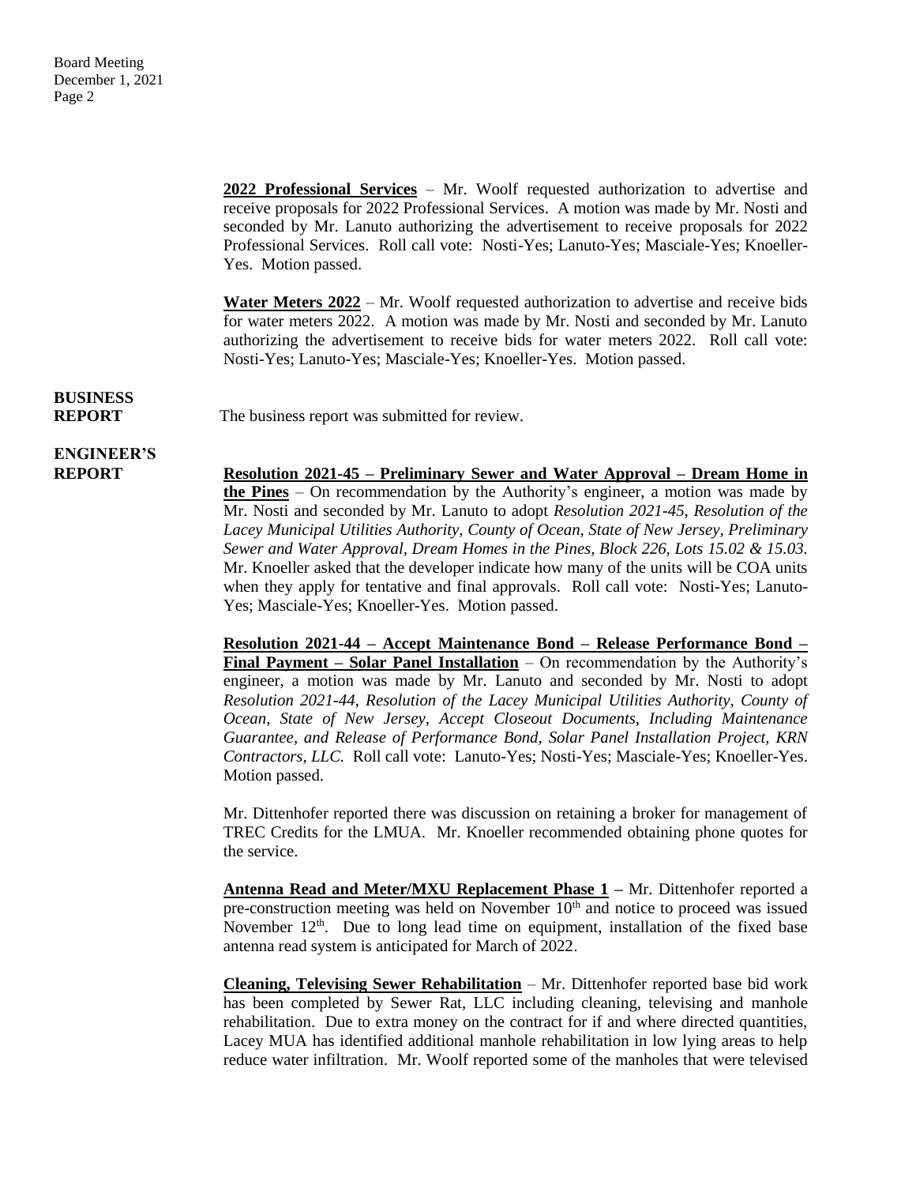**2022 Professional Services** – Mr. Woolf requested authorization to advertise and receive proposals for 2022 Professional Services. A motion was made by Mr. Nosti and seconded by Mr. Lanuto authorizing the advertisement to receive proposals for 2022 Professional Services. Roll call vote: Nosti-Yes; Lanuto-Yes; Masciale-Yes; Knoeller-Yes. Motion passed.

**Water Meters 2022** – Mr. Woolf requested authorization to advertise and receive bids for water meters 2022. A motion was made by Mr. Nosti and seconded by Mr. Lanuto authorizing the advertisement to receive bids for water meters 2022. Roll call vote: Nosti-Yes; Lanuto-Yes; Masciale-Yes; Knoeller-Yes. Motion passed.

**BUSINESS REPORT**

The business report was submitted for review.

**ENGINEER'S REPORT**

**Resolution 2021-45 – Preliminary Sewer and Water Approval – Dream Home in the Pines** – On recommendation by the Authority's engineer, a motion was made by Mr. Nosti and seconded by Mr. Lanuto to adopt *Resolution 2021-45, Resolution of the Lacey Municipal Utilities Authority, County of Ocean, State of New Jersey, Preliminary Sewer and Water Approval, Dream Homes in the Pines, Block 226, Lots 15.02 & 15.03.* Mr. Knoeller asked that the developer indicate how many of the units will be COA units when they apply for tentative and final approvals. Roll call vote: Nosti-Yes; Lanuto-Yes; Masciale-Yes; Knoeller-Yes. Motion passed.

**Resolution 2021-44 – Accept Maintenance Bond – Release Performance Bond – Final Payment – Solar Panel Installation** – On recommendation by the Authority's engineer, a motion was made by Mr. Lanuto and seconded by Mr. Nosti to adopt *Resolution 2021-44, Resolution of the Lacey Municipal Utilities Authority, County of Ocean, State of New Jersey, Accept Closeout Documents, Including Maintenance Guarantee, and Release of Performance Bond, Solar Panel Installation Project, KRN Contractors, LLC.* Roll call vote: Lanuto-Yes; Nosti-Yes; Masciale-Yes; Knoeller-Yes. Motion passed.

Mr. Dittenhofer reported there was discussion on retaining a broker for management of TREC Credits for the LMUA. Mr. Knoeller recommended obtaining phone quotes for the service.

**Antenna Read and Meter/MXU Replacement Phase 1** – Mr. Dittenhofer reported a pre-construction meeting was held on November 10th and notice to proceed was issued November 12th. Due to long lead time on equipment, installation of the fixed base antenna read system is anticipated for March of 2022.

**Cleaning, Televising Sewer Rehabilitation** – Mr. Dittenhofer reported base bid work has been completed by Sewer Rat, LLC including cleaning, televising and manhole rehabilitation. Due to extra money on the contract for if and where directed quantities, Lacey MUA has identified additional manhole rehabilitation in low lying areas to help reduce water infiltration. Mr. Woolf reported some of the manholes that were televised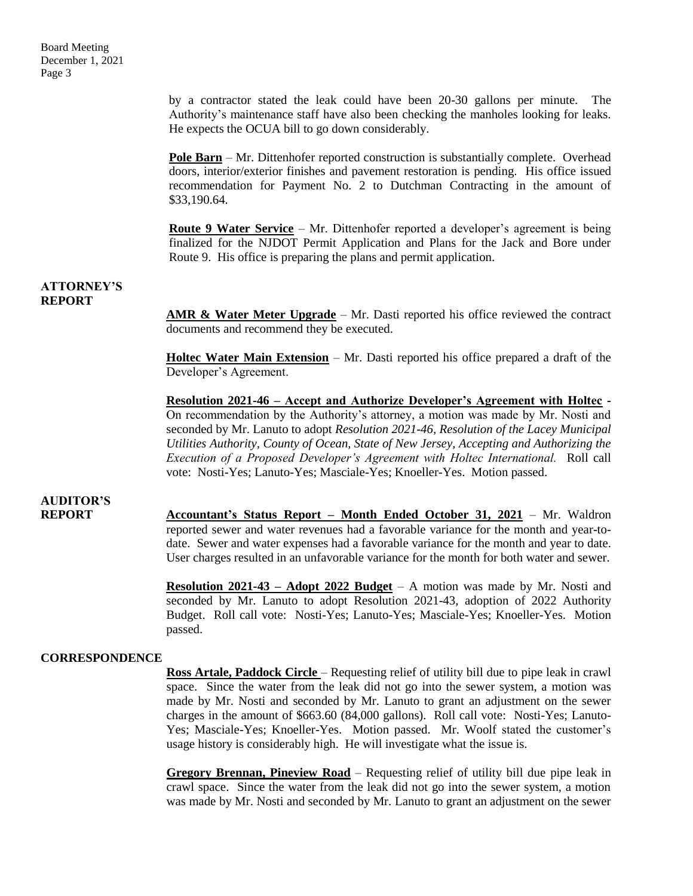by a contractor stated the leak could have been 20-30 gallons per minute. The Authority's maintenance staff have also been checking the manholes looking for leaks. He expects the OCUA bill to go down considerably.

**Pole Barn** – Mr. Dittenhofer reported construction is substantially complete. Overhead doors, interior/exterior finishes and pavement restoration is pending. His office issued recommendation for Payment No. 2 to Dutchman Contracting in the amount of $33,190.64.

**Route 9 Water Service** – Mr. Dittenhofer reported a developer's agreement is being finalized for the NJDOT Permit Application and Plans for the Jack and Bore under Route 9. His office is preparing the plans and permit application.

## ATTORNEY'S REPORT

**AMR & Water Meter Upgrade** – Mr. Dasti reported his office reviewed the contract documents and recommend they be executed.

**Holtec Water Main Extension** – Mr. Dasti reported his office prepared a draft of the Developer's Agreement.

**Resolution 2021-46 – Accept and Authorize Developer's Agreement with Holtec** - On recommendation by the Authority's attorney, a motion was made by Mr. Nosti and seconded by Mr. Lanuto to adopt *Resolution 2021-46, Resolution of the Lacey Municipal Utilities Authority, County of Ocean, State of New Jersey, Accepting and Authorizing the Execution of a Proposed Developer's Agreement with Holtec International.* Roll call vote: Nosti-Yes; Lanuto-Yes; Masciale-Yes; Knoeller-Yes. Motion passed.

## AUDITOR'S REPORT

**Accountant's Status Report – Month Ended October 31, 2021** – Mr. Waldron reported sewer and water revenues had a favorable variance for the month and year-to-date. Sewer and water expenses had a favorable variance for the month and year to date. User charges resulted in an unfavorable variance for the month for both water and sewer.

**Resolution 2021-43 – Adopt 2022 Budget** – A motion was made by Mr. Nosti and seconded by Mr. Lanuto to adopt Resolution 2021-43, adoption of 2022 Authority Budget. Roll call vote: Nosti-Yes; Lanuto-Yes; Masciale-Yes; Knoeller-Yes. Motion passed.

## CORRESPONDENCE

**Ross Artale, Paddock Circle** – Requesting relief of utility bill due to pipe leak in crawl space. Since the water from the leak did not go into the sewer system, a motion was made by Mr. Nosti and seconded by Mr. Lanuto to grant an adjustment on the sewer charges in the amount of $663.60 (84,000 gallons). Roll call vote: Nosti-Yes; Lanuto-Yes; Masciale-Yes; Knoeller-Yes. Motion passed. Mr. Woolf stated the customer's usage history is considerably high. He will investigate what the issue is.

**Gregory Brennan, Pineview Road** – Requesting relief of utility bill due pipe leak in crawl space. Since the water from the leak did not go into the sewer system, a motion was made by Mr. Nosti and seconded by Mr. Lanuto to grant an adjustment on the sewer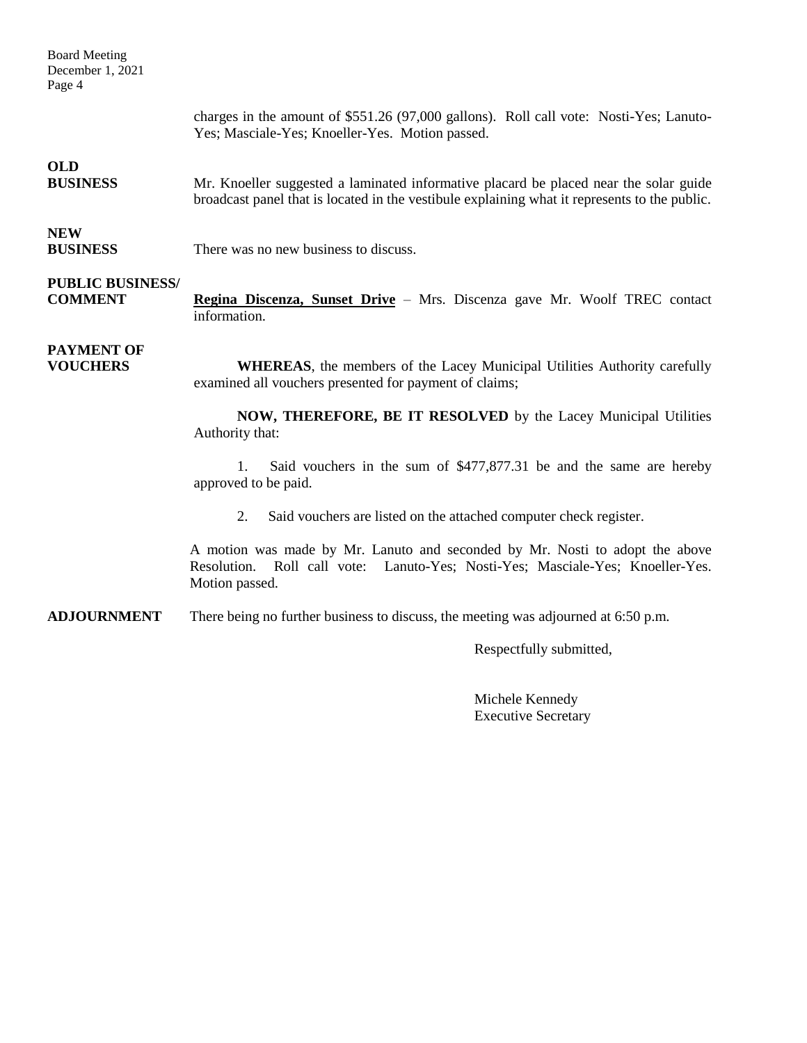charges in the amount of $551.26 (97,000 gallons). Roll call vote: Nosti-Yes; Lanuto-Yes; Masciale-Yes; Knoeller-Yes. Motion passed.

**OLD BUSINESS**

Mr. Knoeller suggested a laminated informative placard be placed near the solar guide broadcast panel that is located in the vestibule explaining what it represents to the public.

**NEW BUSINESS**

There was no new business to discuss.

**PUBLIC BUSINESS/ COMMENT**

**Regina Discenza, Sunset Drive** – Mrs. Discenza gave Mr. Woolf TREC contact information.

**PAYMENT OF VOUCHERS**

**WHEREAS**, the members of the Lacey Municipal Utilities Authority carefully examined all vouchers presented for payment of claims;

**NOW, THEREFORE, BE IT RESOLVED** by the Lacey Municipal Utilities Authority that:

1. Said vouchers in the sum of $477,877.31 be and the same are hereby approved to be paid.

2. Said vouchers are listed on the attached computer check register.

A motion was made by Mr. Lanuto and seconded by Mr. Nosti to adopt the above Resolution. Roll call vote: Lanuto-Yes; Nosti-Yes; Masciale-Yes; Knoeller-Yes. Motion passed.

**ADJOURNMENT**

There being no further business to discuss, the meeting was adjourned at 6:50 p.m.

Respectfully submitted,

Michele Kennedy
Executive Secretary